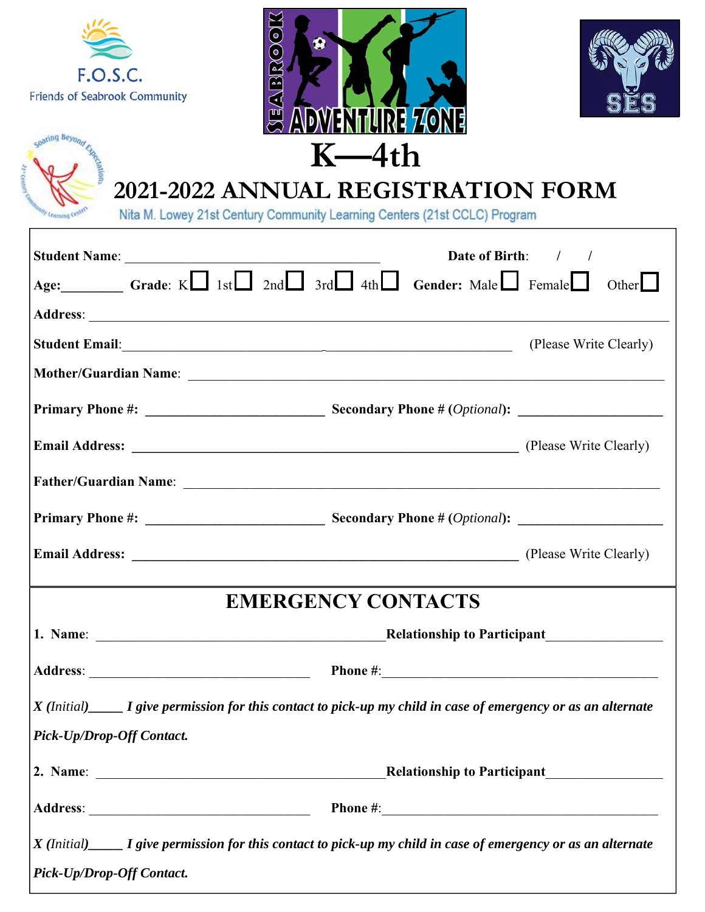F.O.S.C.
Friends of Seabrook Community

SEABROOK ADVENTURE ZONE

SES

Soaring Beyond Expectations
21st Century Community Learning Centers

# K—4th

## 2021-2022 ANNUAL REGISTRATION FORM

Nita M. Lowey 21st Century Community Learning Centers (21st CCLC) Program

**Student Name**: ______________________________ **Date of Birth**: / /

**Age:**________ **Grade**: K ☐ 1st ☐ 2nd ☐ 3rd ☐ 4th ☐ **Gender:** Male ☐ Female ☐ Other ☐

**Address**: ______________________________________________________________

**Student Email**:__________________________________________ (Please Write Clearly)

**Mother/Guardian Name**: ______________________________________________________

**Primary Phone #:** ________________________ **Secondary Phone # (*Optional*):** ____________________

**Email Address:** ______________________________________________ (Please Write Clearly)

**Father/Guardian Name**: ______________________________________________________

**Primary Phone #:** ________________________ **Secondary Phone # (*Optional*):** ____________________

**Email Address:** ______________________________________________ (Please Write Clearly)

## EMERGENCY CONTACTS

**1. Name**: ______________________________ **Relationship to Participant**________________

**Address**: ________________________ **Phone #**:______________________________

***X (Initial)*_____ *I give permission for this contact to pick-up my child in case of emergency or as an alternate Pick-Up/Drop-Off Contact.***

**2. Name**: ______________________________ **Relationship to Participant**________________

**Address**: ________________________ **Phone #**:______________________________

***X (Initial)*_____ *I give permission for this contact to pick-up my child in case of emergency or as an alternate Pick-Up/Drop-Off Contact.***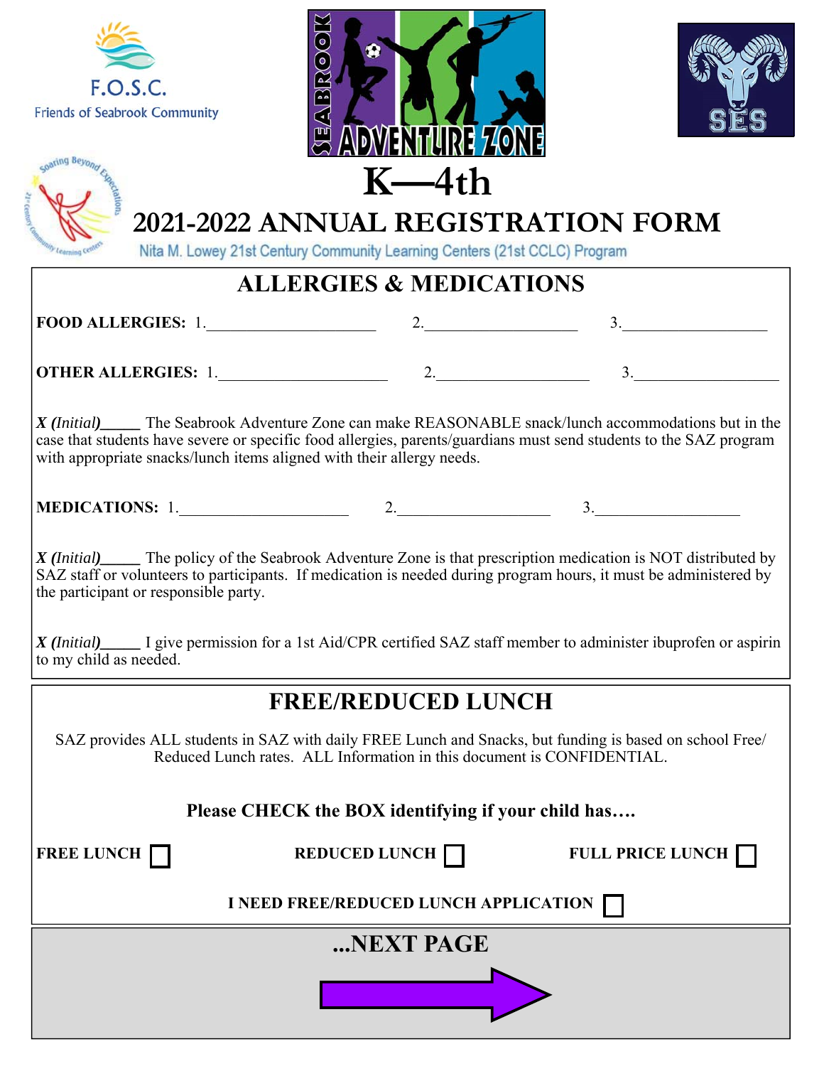F.O.S.C.
Friends of Seabrook Community

SEABROOK ADVENTURE ZONE

SES

# K—4th

# 2021-2022 ANNUAL REGISTRATION FORM

Nita M. Lowey 21st Century Community Learning Centers (21st CCLC) Program

## ALLERGIES & MEDICATIONS

**FOOD ALLERGIES:** 1.____________________ 2.__________________ 3.__________________

**OTHER ALLERGIES:** 1.____________________ 2.__________________ 3.__________________

***X (Initial)*\_\_\_\_\_** The Seabrook Adventure Zone can make REASONABLE snack/lunch accommodations but in the case that students have severe or specific food allergies, parents/guardians must send students to the SAZ program with appropriate snacks/lunch items aligned with their allergy needs.

**MEDICATIONS:** 1.____________________ 2.__________________ 3.__________________

***X (Initial)*\_\_\_\_\_** The policy of the Seabrook Adventure Zone is that prescription medication is NOT distributed by SAZ staff or volunteers to participants. If medication is needed during program hours, it must be administered by the participant or responsible party.

***X (Initial)*\_\_\_\_\_** I give permission for a 1st Aid/CPR certified SAZ staff member to administer ibuprofen or aspirin to my child as needed.

## FREE/REDUCED LUNCH

SAZ provides ALL students in SAZ with daily FREE Lunch and Snacks, but funding is based on school Free/ Reduced Lunch rates. ALL Information in this document is CONFIDENTIAL.

**Please CHECK the BOX identifying if your child has….**

**FREE LUNCH** ☐ **REDUCED LUNCH** ☐ **FULL PRICE LUNCH** ☐

**I NEED FREE/REDUCED LUNCH APPLICATION** ☐

**...NEXT PAGE**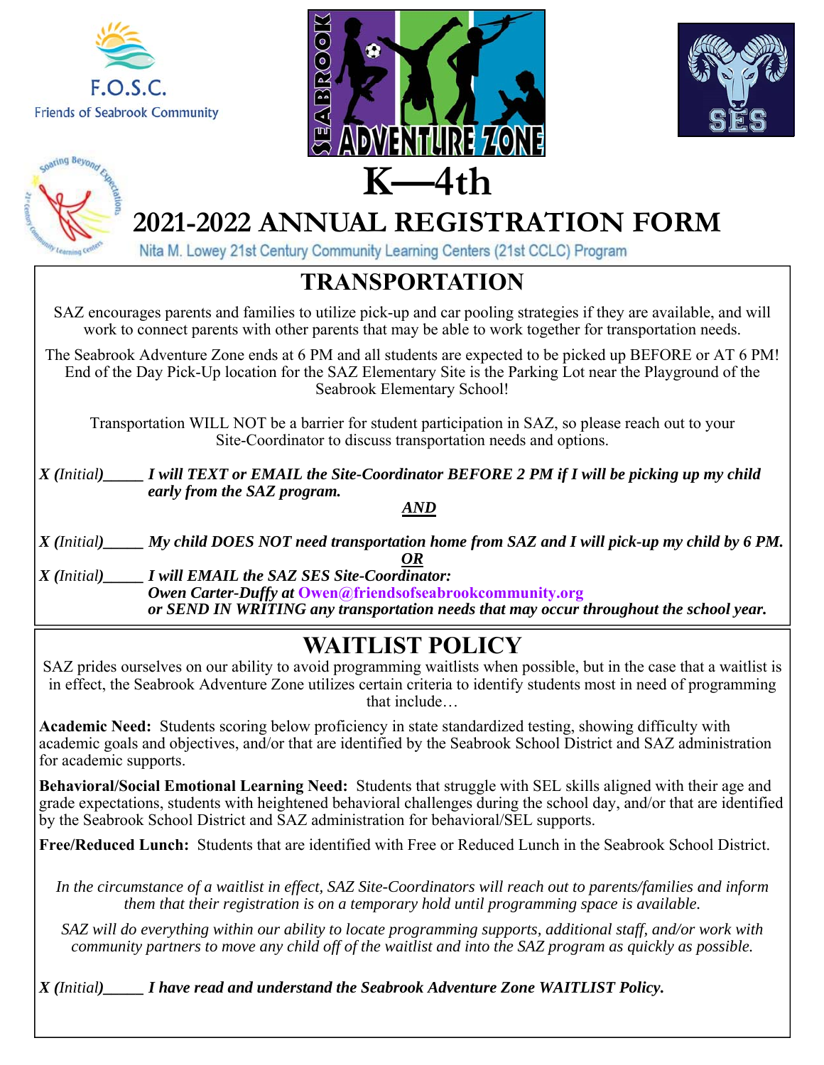F.O.S.C.
Friends of Seabrook Community

SEABROOK ADVENTURE ZONE

SES

Soaring Beyond Expectations — 21st Century Community Learning Centers

# K—4th

# 2021-2022 ANNUAL REGISTRATION FORM

Nita M. Lowey 21st Century Community Learning Centers (21st CCLC) Program

## TRANSPORTATION

SAZ encourages parents and families to utilize pick-up and car pooling strategies if they are available, and will work to connect parents with other parents that may be able to work together for transportation needs.

The Seabrook Adventure Zone ends at 6 PM and all students are expected to be picked up BEFORE or AT 6 PM! End of the Day Pick-Up location for the SAZ Elementary Site is the Parking Lot near the Playground of the Seabrook Elementary School!

Transportation WILL NOT be a barrier for student participation in SAZ, so please reach out to your Site-Coordinator to discuss transportation needs and options.

*X (Initial)_____* ***I will TEXT or EMAIL the Site-Coordinator BEFORE 2 PM if I will be picking up my child early from the SAZ program.***

***AND***

*X (Initial)_____* ***My child DOES NOT need transportation home from SAZ and I will pick-up my child by 6 PM.***

***OR***

*X (Initial)_____* ***I will EMAIL the SAZ SES Site-Coordinator: Owen Carter-Duffy at Owen@friendsofseabrookcommunity.org or SEND IN WRITING any transportation needs that may occur throughout the school year.***

## WAITLIST POLICY

SAZ prides ourselves on our ability to avoid programming waitlists when possible, but in the case that a waitlist is in effect, the Seabrook Adventure Zone utilizes certain criteria to identify students most in need of programming that include…

**Academic Need:** Students scoring below proficiency in state standardized testing, showing difficulty with academic goals and objectives, and/or that are identified by the Seabrook School District and SAZ administration for academic supports.

**Behavioral/Social Emotional Learning Need:** Students that struggle with SEL skills aligned with their age and grade expectations, students with heightened behavioral challenges during the school day, and/or that are identified by the Seabrook School District and SAZ administration for behavioral/SEL supports.

**Free/Reduced Lunch:** Students that are identified with Free or Reduced Lunch in the Seabrook School District.

*In the circumstance of a waitlist in effect, SAZ Site-Coordinators will reach out to parents/families and inform them that their registration is on a temporary hold until programming space is available.*

*SAZ will do everything within our ability to locate programming supports, additional staff, and/or work with community partners to move any child off of the waitlist and into the SAZ program as quickly as possible.*

*X (Initial)_____* ***I have read and understand the Seabrook Adventure Zone WAITLIST Policy.***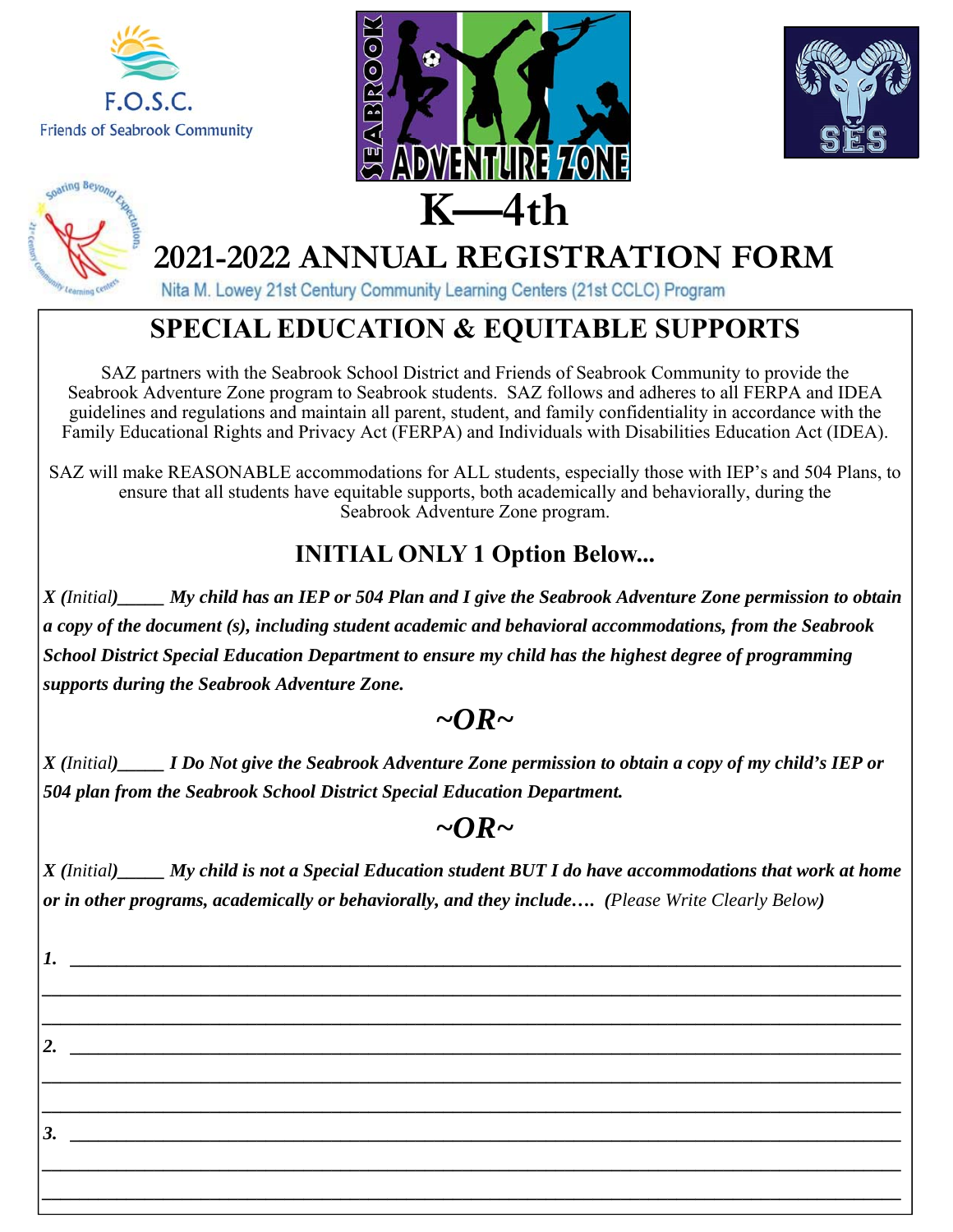F.O.S.C.
Friends of Seabrook Community

SEABROOK ADVENTURE ZONE

SES

# K—4th

# 2021-2022 ANNUAL REGISTRATION FORM

Nita M. Lowey 21st Century Community Learning Centers (21st CCLC) Program

## SPECIAL EDUCATION & EQUITABLE SUPPORTS

SAZ partners with the Seabrook School District and Friends of Seabrook Community to provide the Seabrook Adventure Zone program to Seabrook students. SAZ follows and adheres to all FERPA and IDEA guidelines and regulations and maintain all parent, student, and family confidentiality in accordance with the Family Educational Rights and Privacy Act (FERPA) and Individuals with Disabilities Education Act (IDEA).

SAZ will make REASONABLE accommodations for ALL students, especially those with IEP's and 504 Plans, to ensure that all students have equitable supports, both academically and behaviorally, during the Seabrook Adventure Zone program.

### INITIAL ONLY 1 Option Below...

***X** (Initial)_____ **My child has an IEP or 504 Plan and I give the Seabrook Adventure Zone permission to obtain a copy of the document (s), including student academic and behavioral accommodations, from the Seabrook School District Special Education Department to ensure my child has the highest degree of programming supports during the Seabrook Adventure Zone.***

### *~OR~*

***X** (Initial)_____ **I Do Not give the Seabrook Adventure Zone permission to obtain a copy of my child's IEP or 504 plan from the Seabrook School District Special Education Department.***

### *~OR~*

***X** (Initial)_____ **My child is not a Special Education student BUT I do have accommodations that work at home or in other programs, academically or behaviorally, and they include….** (Please Write Clearly Below)*

***1.*** ______________________________________________________________________________

______________________________________________________________________________

______________________________________________________________________________

***2.*** ______________________________________________________________________________

______________________________________________________________________________

______________________________________________________________________________

***3.*** ______________________________________________________________________________

______________________________________________________________________________

______________________________________________________________________________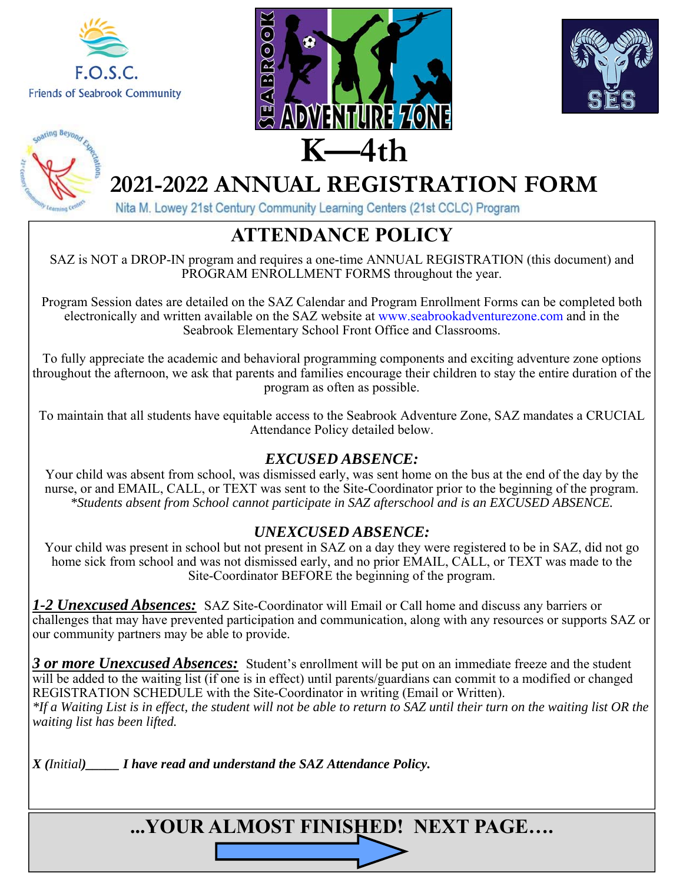F.O.S.C.
Friends of Seabrook Community

SEABROOK ADVENTURE ZONE

SES

Soaring Beyond Expectations
21st Century Community Learning Centers

# K—4th

# 2021-2022 ANNUAL REGISTRATION FORM

Nita M. Lowey 21st Century Community Learning Centers (21st CCLC) Program

## ATTENDANCE POLICY

SAZ is NOT a DROP-IN program and requires a one-time ANNUAL REGISTRATION (this document) and PROGRAM ENROLLMENT FORMS throughout the year.

Program Session dates are detailed on the SAZ Calendar and Program Enrollment Forms can be completed both electronically and written available on the SAZ website at www.seabrookadventurezone.com and in the Seabrook Elementary School Front Office and Classrooms.

To fully appreciate the academic and behavioral programming components and exciting adventure zone options throughout the afternoon, we ask that parents and families encourage their children to stay the entire duration of the program as often as possible.

To maintain that all students have equitable access to the Seabrook Adventure Zone, SAZ mandates a CRUCIAL Attendance Policy detailed below.

### *EXCUSED ABSENCE:*

Your child was absent from school, was dismissed early, was sent home on the bus at the end of the day by the nurse, or and EMAIL, CALL, or TEXT was sent to the Site-Coordinator prior to the beginning of the program. *\*Students absent from School cannot participate in SAZ afterschool and is an EXCUSED ABSENCE.*

### *UNEXCUSED ABSENCE:*

Your child was present in school but not present in SAZ on a day they were registered to be in SAZ, did not go home sick from school and was not dismissed early, and no prior EMAIL, CALL, or TEXT was made to the Site-Coordinator BEFORE the beginning of the program.

***1-2 Unexcused Absences:*** SAZ Site-Coordinator will Email or Call home and discuss any barriers or challenges that may have prevented participation and communication, along with any resources or supports SAZ or our community partners may be able to provide.

***3 or more Unexcused Absences:*** Student's enrollment will be put on an immediate freeze and the student will be added to the waiting list (if one is in effect) until parents/guardians can commit to a modified or changed REGISTRATION SCHEDULE with the Site-Coordinator in writing (Email or Written).
*\*If a Waiting List is in effect, the student will not be able to return to SAZ until their turn on the waiting list OR the waiting list has been lifted.*

***X (Initial)\_\_\_\_\_ I have read and understand the SAZ Attendance Policy.***

**...YOUR ALMOST FINISHED! NEXT PAGE….**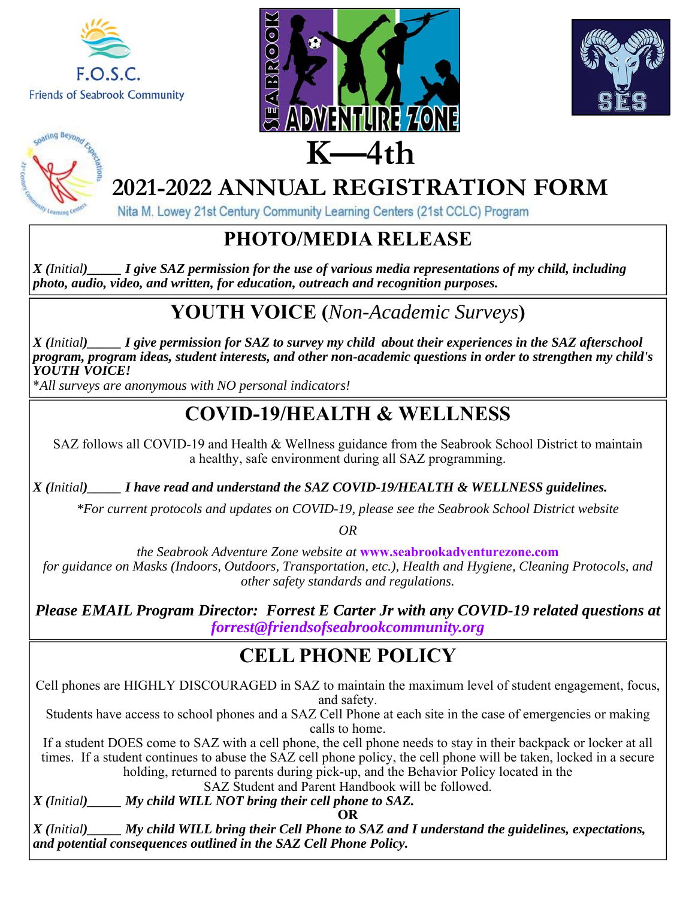F.O.S.C.

Friends of Seabrook Community

SEABROOK ADVENTURE ZONE

# K—4th

# 2021-2022 ANNUAL REGISTRATION FORM

Nita M. Lowey 21st Century Community Learning Centers (21st CCLC) Program

## PHOTO/MEDIA RELEASE

*X (Initial)_____ **I give SAZ permission for the use of various media representations of my child, including photo, audio, video, and written, for education, outreach and recognition purposes.***

## YOUTH VOICE (*Non-Academic Surveys*)

*X (Initial)_____ **I give permission for SAZ to survey my child about their experiences in the SAZ afterschool program, program ideas, student interests, and other non-academic questions in order to strengthen my child's YOUTH VOICE!***

*\*All surveys are anonymous with NO personal indicators!*

## COVID-19/HEALTH & WELLNESS

SAZ follows all COVID-19 and Health & Wellness guidance from the Seabrook School District to maintain a healthy, safe environment during all SAZ programming.

*X (Initial)_____ **I have read and understand the SAZ COVID-19/HEALTH & WELLNESS guidelines.***

*\*For current protocols and updates on COVID-19, please see the Seabrook School District website*

*OR*

*the Seabrook Adventure Zone website at* **www.seabrookadventurezone.com**
*for guidance on Masks (Indoors, Outdoors, Transportation, etc.), Health and Hygiene, Cleaning Protocols, and other safety standards and regulations.*

***Please EMAIL Program Director: Forrest E Carter Jr with any COVID-19 related questions at forrest@friendsofseabrookcommunity.org***

## CELL PHONE POLICY

Cell phones are HIGHLY DISCOURAGED in SAZ to maintain the maximum level of student engagement, focus, and safety.

Students have access to school phones and a SAZ Cell Phone at each site in the case of emergencies or making calls to home.

If a student DOES come to SAZ with a cell phone, the cell phone needs to stay in their backpack or locker at all times. If a student continues to abuse the SAZ cell phone policy, the cell phone will be taken, locked in a secure holding, returned to parents during pick-up, and the Behavior Policy located in the SAZ Student and Parent Handbook will be followed.

*X (Initial)_____ **My child WILL NOT bring their cell phone to SAZ.***

**OR**

*X (Initial)_____ **My child WILL bring their Cell Phone to SAZ and I understand the guidelines, expectations, and potential consequences outlined in the SAZ Cell Phone Policy.***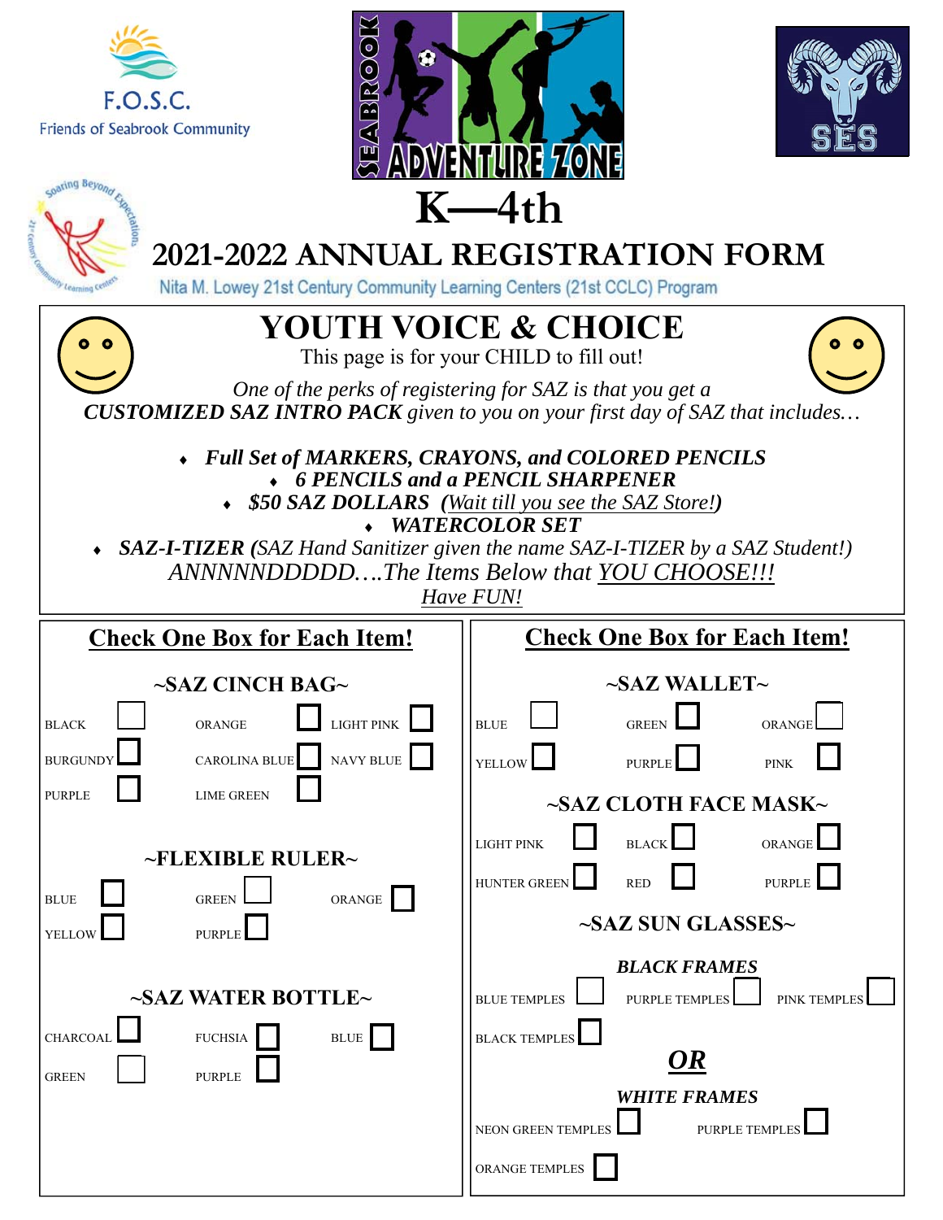F.O.S.C.
Friends of Seabrook Community

SEABROOK ADVENTURE ZONE

SES

Soaring Beyond Expectations
21st Century Community Learning Centers

# K—4th

# 2021-2022 ANNUAL REGISTRATION FORM

Nita M. Lowey 21st Century Community Learning Centers (21st CCLC) Program

## YOUTH VOICE & CHOICE

This page is for your CHILD to fill out!

*One of the perks of registering for SAZ is that you get a* ***CUSTOMIZED SAZ INTRO PACK*** *given to you on your first day of SAZ that includes…*

- ***Full Set of MARKERS, CRAYONS, and COLORED PENCILS***
- ***6 PENCILS and a PENCIL SHARPENER***
- ***$50 SAZ DOLLARS*** *(Wait till you see the SAZ Store!)*
- ***WATERCOLOR SET***
- ***SAZ-I-TIZER*** *(SAZ Hand Sanitizer given the name SAZ-I-TIZER by a SAZ Student!)*

*ANNNNNDDDDD….The Items Below that YOU CHOOSE!!!*

*Have FUN!*

### Check One Box for Each Item!

**~SAZ CINCH BAG~**

- ☐ BLACK
- ☐ ORANGE
- ☐ LIGHT PINK
- ☐ BURGUNDY
- ☐ CAROLINA BLUE
- ☐ NAVY BLUE
- ☐ PURPLE
- ☐ LIME GREEN

**~FLEXIBLE RULER~**

- ☐ BLUE
- ☐ GREEN
- ☐ ORANGE
- ☐ YELLOW
- ☐ PURPLE

**~SAZ WATER BOTTLE~**

- ☐ CHARCOAL
- ☐ FUCHSIA
- ☐ BLUE
- ☐ GREEN
- ☐ PURPLE

### Check One Box for Each Item!

**~SAZ WALLET~**

- ☐ BLUE
- ☐ GREEN
- ☐ ORANGE
- ☐ YELLOW
- ☐ PURPLE
- ☐ PINK

**~SAZ CLOTH FACE MASK~**

- ☐ LIGHT PINK
- ☐ BLACK
- ☐ ORANGE
- ☐ HUNTER GREEN
- ☐ RED
- ☐ PURPLE

**~SAZ SUN GLASSES~**

***BLACK FRAMES***

- ☐ BLUE TEMPLES
- ☐ PURPLE TEMPLES
- ☐ PINK TEMPLES
- ☐ BLACK TEMPLES

***OR***

***WHITE FRAMES***

- ☐ NEON GREEN TEMPLES
- ☐ PURPLE TEMPLES
- ☐ ORANGE TEMPLES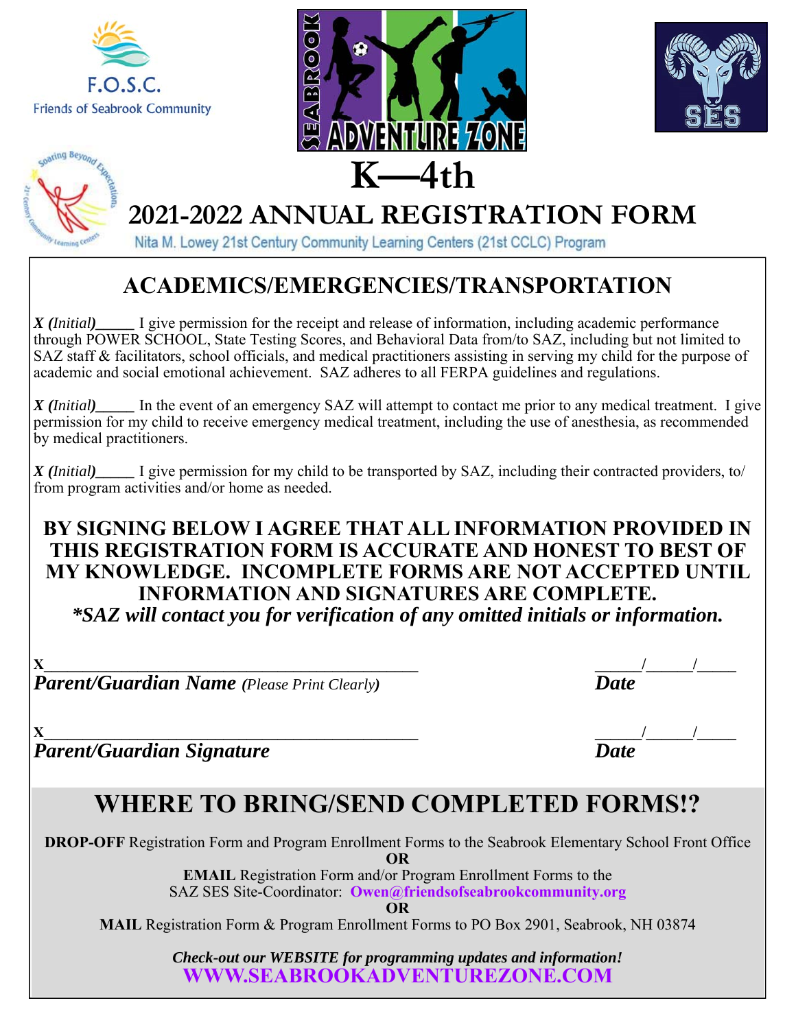F.O.S.C.
Friends of Seabrook Community

SEABROOK ADVENTURE ZONE

# K—4th

# 2021-2022 ANNUAL REGISTRATION FORM

Nita M. Lowey 21st Century Community Learning Centers (21st CCLC) Program

## ACADEMICS/EMERGENCIES/TRANSPORTATION

***X (Initial)_____*** I give permission for the receipt and release of information, including academic performance through POWER SCHOOL, State Testing Scores, and Behavioral Data from/to SAZ, including but not limited to SAZ staff & facilitators, school officials, and medical practitioners assisting in serving my child for the purpose of academic and social emotional achievement. SAZ adheres to all FERPA guidelines and regulations.

***X (Initial)_____*** In the event of an emergency SAZ will attempt to contact me prior to any medical treatment. I give permission for my child to receive emergency medical treatment, including the use of anesthesia, as recommended by medical practitioners.

***X (Initial)_____*** I give permission for my child to be transported by SAZ, including their contracted providers, to/from program activities and/or home as needed.

**BY SIGNING BELOW I AGREE THAT ALL INFORMATION PROVIDED IN THIS REGISTRATION FORM IS ACCURATE AND HONEST TO BEST OF MY KNOWLEDGE. INCOMPLETE FORMS ARE NOT ACCEPTED UNTIL INFORMATION AND SIGNATURES ARE COMPLETE.**

***\*SAZ will contact you for verification of any omitted initials or information.***

X_____________________________________________ ______/______/_____

***Parent/Guardian Name*** *(Please Print Clearly)* ***Date***

X_____________________________________________ ______/______/_____

***Parent/Guardian Signature*** ***Date***

## WHERE TO BRING/SEND COMPLETED FORMS!?

**DROP-OFF** Registration Form and Program Enrollment Forms to the Seabrook Elementary School Front Office

**OR**

**EMAIL** Registration Form and/or Program Enrollment Forms to the SAZ SES Site-Coordinator: **Owen@friendsofseabrookcommunity.org**

**OR**

**MAIL** Registration Form & Program Enrollment Forms to PO Box 2901, Seabrook, NH 03874

***Check-out our WEBSITE for programming updates and information!***

**WWW.SEABROOKADVENTUREZONE.COM**